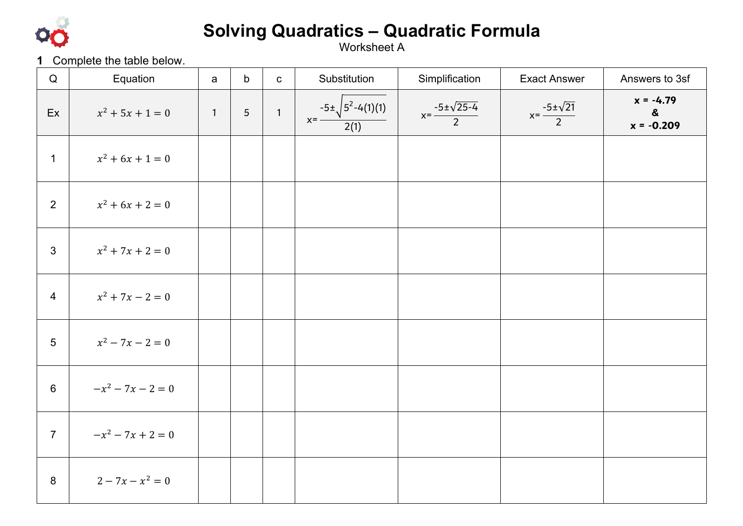# Solving Quadratics – Quadratic Formula

Worksheet A

**1** Complete the table below.

| Q | Equation | a | b | c | Substitution | Simplification | Exact Answer | Answers to 3sf |
|---|---|---|---|---|---|---|---|---|
| Ex | $x^2 + 5x + 1 = 0$ | 1 | 5 | 1 | $x = \frac{-5 \pm \sqrt{5^2 - 4(1)(1)}}{2(1)}$ | $x = \frac{-5 \pm \sqrt{25-4}}{2}$ | $x = \frac{-5 \pm \sqrt{21}}{2}$ | **x = -4.79 & x = -0.209** |
| 1 | $x^2 + 6x + 1 = 0$ | | | | | | | |
| 2 | $x^2 + 6x + 2 = 0$ | | | | | | | |
| 3 | $x^2 + 7x + 2 = 0$ | | | | | | | |
| 4 | $x^2 + 7x - 2 = 0$ | | | | | | | |
| 5 | $x^2 - 7x - 2 = 0$ | | | | | | | |
| 6 | $-x^2 - 7x - 2 = 0$ | | | | | | | |
| 7 | $-x^2 - 7x + 2 = 0$ | | | | | | | |
| 8 | $2 - 7x - x^2 = 0$ | | | | | | | |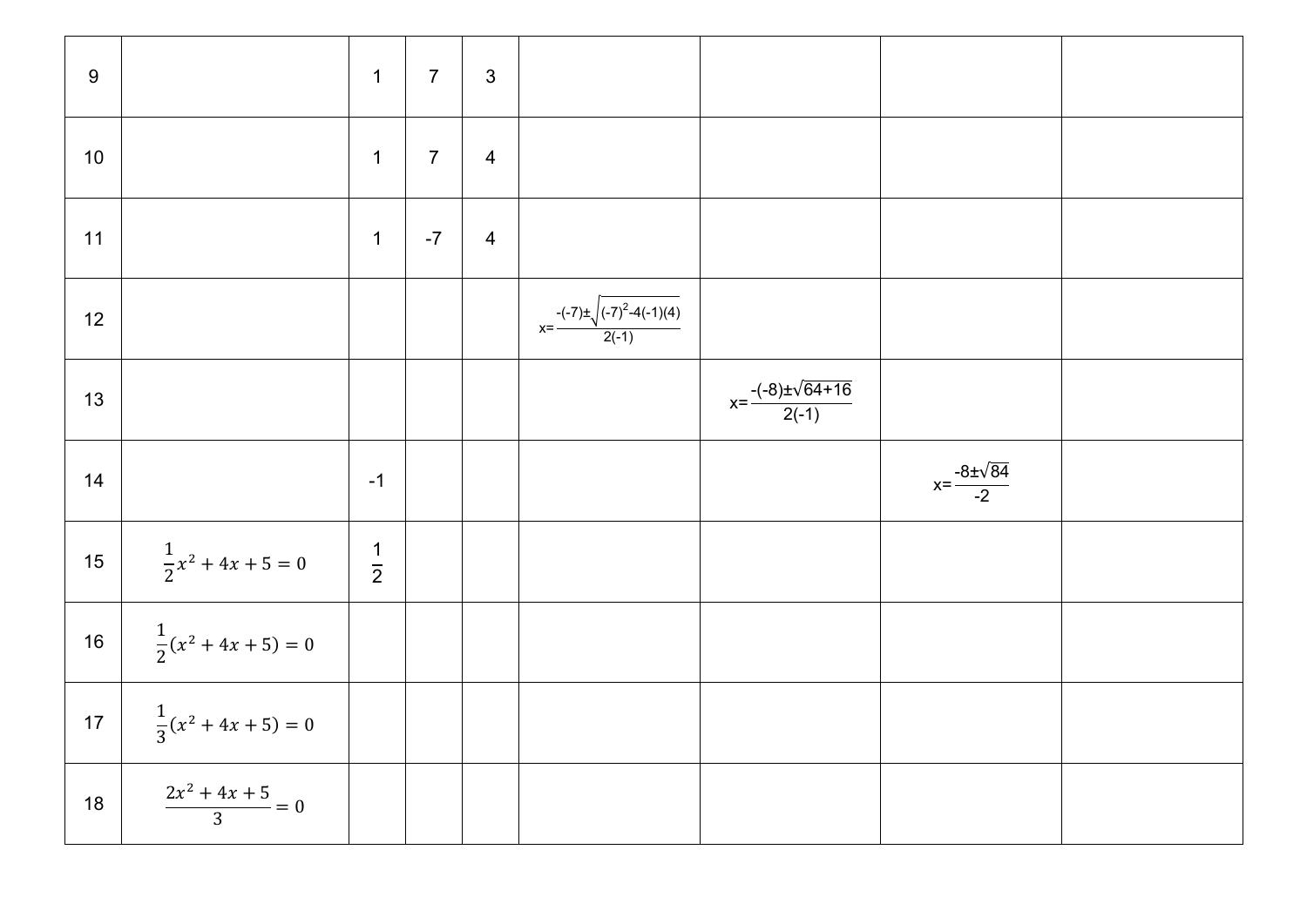| | | | | | | | | |
|---|---|---|---|---|---|---|---|---|
| 9 | | 1 | 7 | 3 | | | | |
| 10 | | 1 | 7 | 4 | | | | |
| 11 | | 1 | -7 | 4 | | | | |
| 12 | | | | | $x=\frac{-(-7)\pm\sqrt{(-7)^2-4(-1)(4)}}{2(-1)}$ | | | |
| 13 | | | | | | $x=\frac{-(-8)\pm\sqrt{64+16}}{2(-1)}$ | | |
| 14 | | -1 | | | | | $x=\frac{-8\pm\sqrt{84}}{-2}$ | |
| 15 | $\frac{1}{2}x^2+4x+5=0$ | $\frac{1}{2}$ | | | | | | |
| 16 | $\frac{1}{2}(x^2+4x+5)=0$ | | | | | | | |
| 17 | $\frac{1}{3}(x^2+4x+5)=0$ | | | | | | | |
| 18 | $\frac{2x^2+4x+5}{3}=0$ | | | | | | | |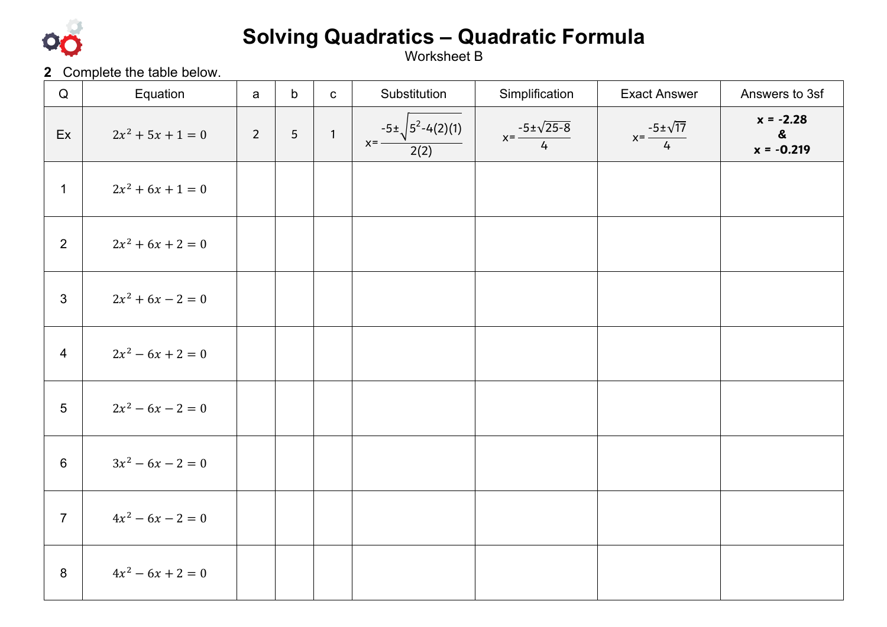# Solving Quadratics – Quadratic Formula

Worksheet B

**2** Complete the table below.

| Q | Equation | a | b | c | Substitution | Simplification | Exact Answer | Answers to 3sf |
|---|---|---|---|---|---|---|---|---|
| Ex | $2x^2 + 5x + 1 = 0$ | 2 | 5 | 1 | $x=\frac{-5\pm\sqrt{5^2-4(2)(1)}}{2(2)}$ | $x=\frac{-5\pm\sqrt{25-8}}{4}$ | $x=\frac{-5\pm\sqrt{17}}{4}$ | **x = -2.28 & x = -0.219** |
| 1 | $2x^2 + 6x + 1 = 0$ | | | | | | | |
| 2 | $2x^2 + 6x + 2 = 0$ | | | | | | | |
| 3 | $2x^2 + 6x - 2 = 0$ | | | | | | | |
| 4 | $2x^2 - 6x + 2 = 0$ | | | | | | | |
| 5 | $2x^2 - 6x - 2 = 0$ | | | | | | | |
| 6 | $3x^2 - 6x - 2 = 0$ | | | | | | | |
| 7 | $4x^2 - 6x - 2 = 0$ | | | | | | | |
| 8 | $4x^2 - 6x + 2 = 0$ | | | | | | | |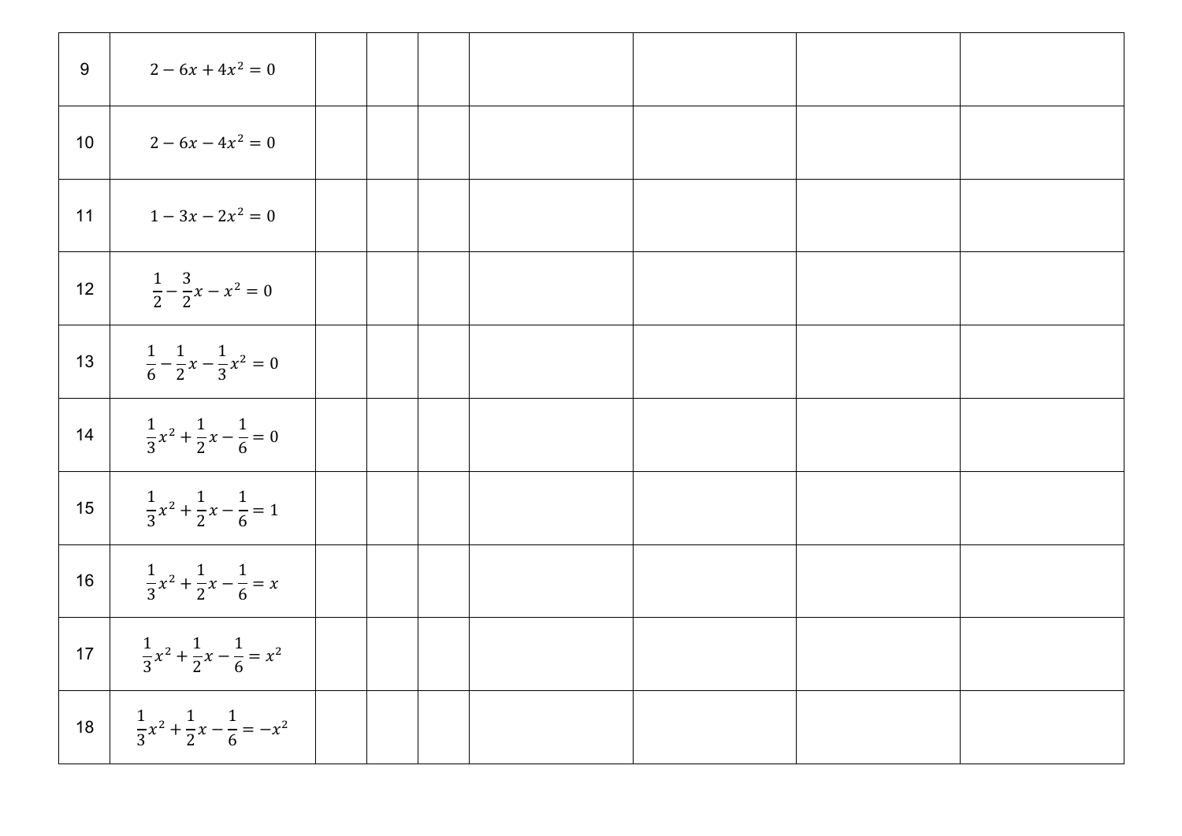| | | | | | | | | |
|---|---|---|---|---|---|---|---|---|
| 9 | $2-6x+4x^2=0$ | | | | | | | |
| 10 | $2-6x-4x^2=0$ | | | | | | | |
| 11 | $1-3x-2x^2=0$ | | | | | | | |
| 12 | $\frac{1}{2}-\frac{3}{2}x-x^2=0$ | | | | | | | |
| 13 | $\frac{1}{6}-\frac{1}{2}x-\frac{1}{3}x^2=0$ | | | | | | | |
| 14 | $\frac{1}{3}x^2+\frac{1}{2}x-\frac{1}{6}=0$ | | | | | | | |
| 15 | $\frac{1}{3}x^2+\frac{1}{2}x-\frac{1}{6}=1$ | | | | | | | |
| 16 | $\frac{1}{3}x^2+\frac{1}{2}x-\frac{1}{6}=x$ | | | | | | | |
| 17 | $\frac{1}{3}x^2+\frac{1}{2}x-\frac{1}{6}=x^2$ | | | | | | | |
| 18 | $\frac{1}{3}x^2+\frac{1}{2}x-\frac{1}{6}=-x^2$ | | | | | | | |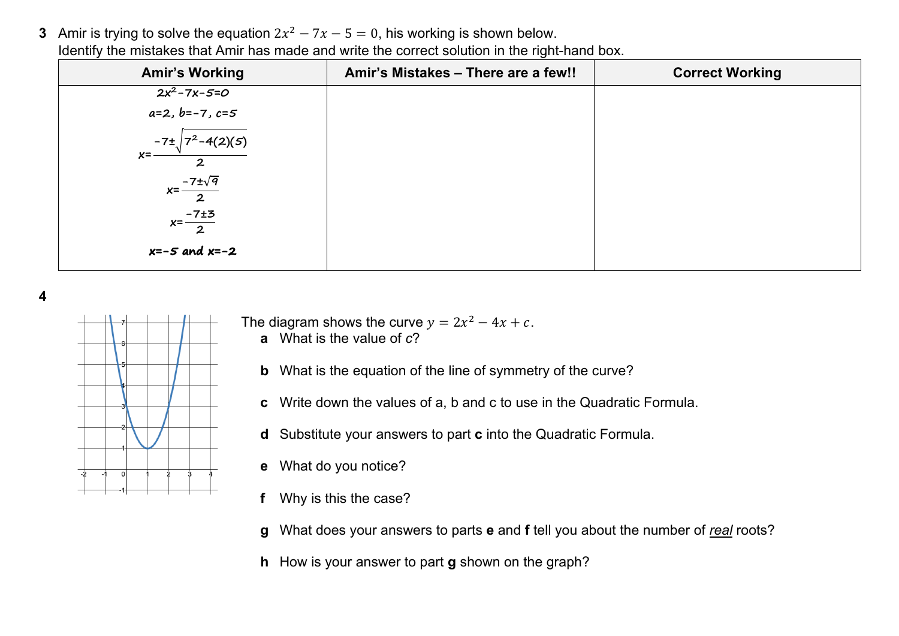**3** Amir is trying to solve the equation $2x^2 - 7x - 5 = 0$, his working is shown below.
Identify the mistakes that Amir has made and write the correct solution in the right-hand box.

| Amir's Working | Amir's Mistakes – There are a few!! | Correct Working |
|---|---|---|
| $2x^2-7x-5=0$<br>$a=2,\ b=-7,\ c=5$<br>$x=\dfrac{-7\pm\sqrt{7^2-4(2)(5)}}{2}$<br>$x=\dfrac{-7\pm\sqrt{9}}{2}$<br>$x=\dfrac{-7\pm 3}{2}$<br>**$x=-5$ and $x=-2$** | | |

**4**

-2
-1
0
1
2
3
4
-1
1
2
3
4
5
6
7

The diagram shows the curve $y = 2x^2 - 4x + c$.

**a** What is the value of $c$?

**b** What is the equation of the line of symmetry of the curve?

**c** Write down the values of a, b and c to use in the Quadratic Formula.

**d** Substitute your answers to part **c** into the Quadratic Formula.

**e** What do you notice?

**f** Why is this the case?

**g** What does your answers to parts **e** and **f** tell you about the number of *real* roots?

**h** How is your answer to part **g** shown on the graph?